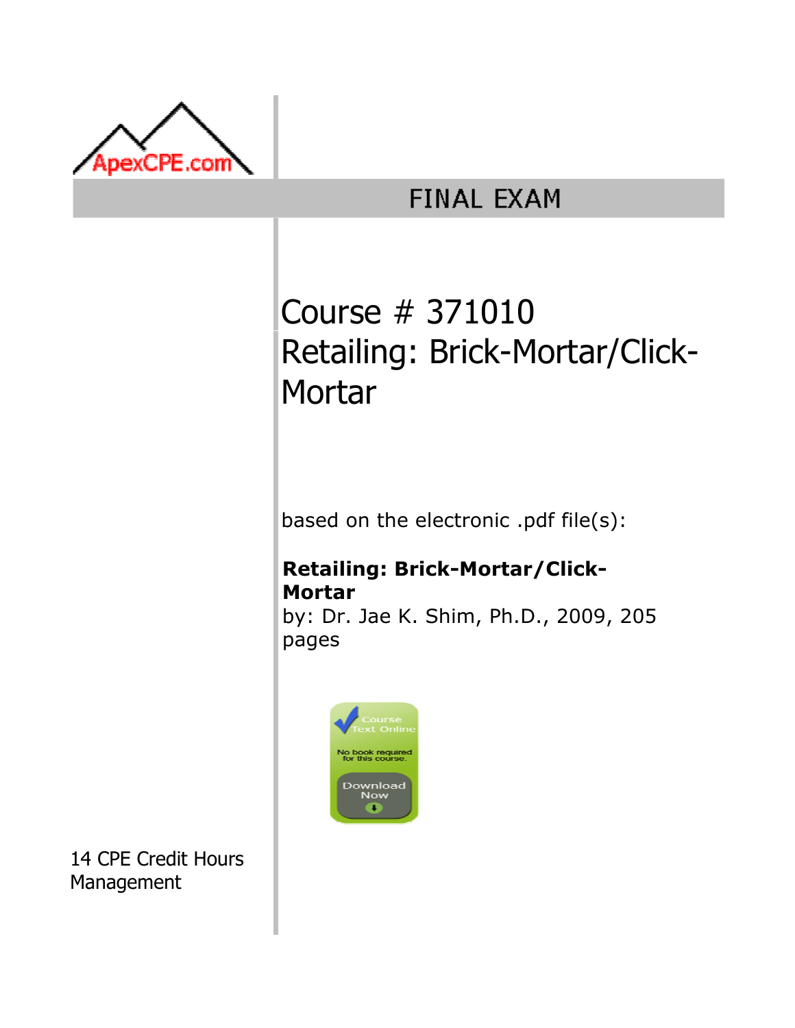ApexCPE.com

# FINAL EXAM

## Course # 371010
## Retailing: Brick-Mortar/Click-Mortar

based on the electronic .pdf file(s):

**Retailing: Brick-Mortar/Click-Mortar**
by: Dr. Jae K. Shim, Ph.D., 2009, 205 pages

Course Text Online
No book required for this course.
Download Now

14 CPE Credit Hours
Management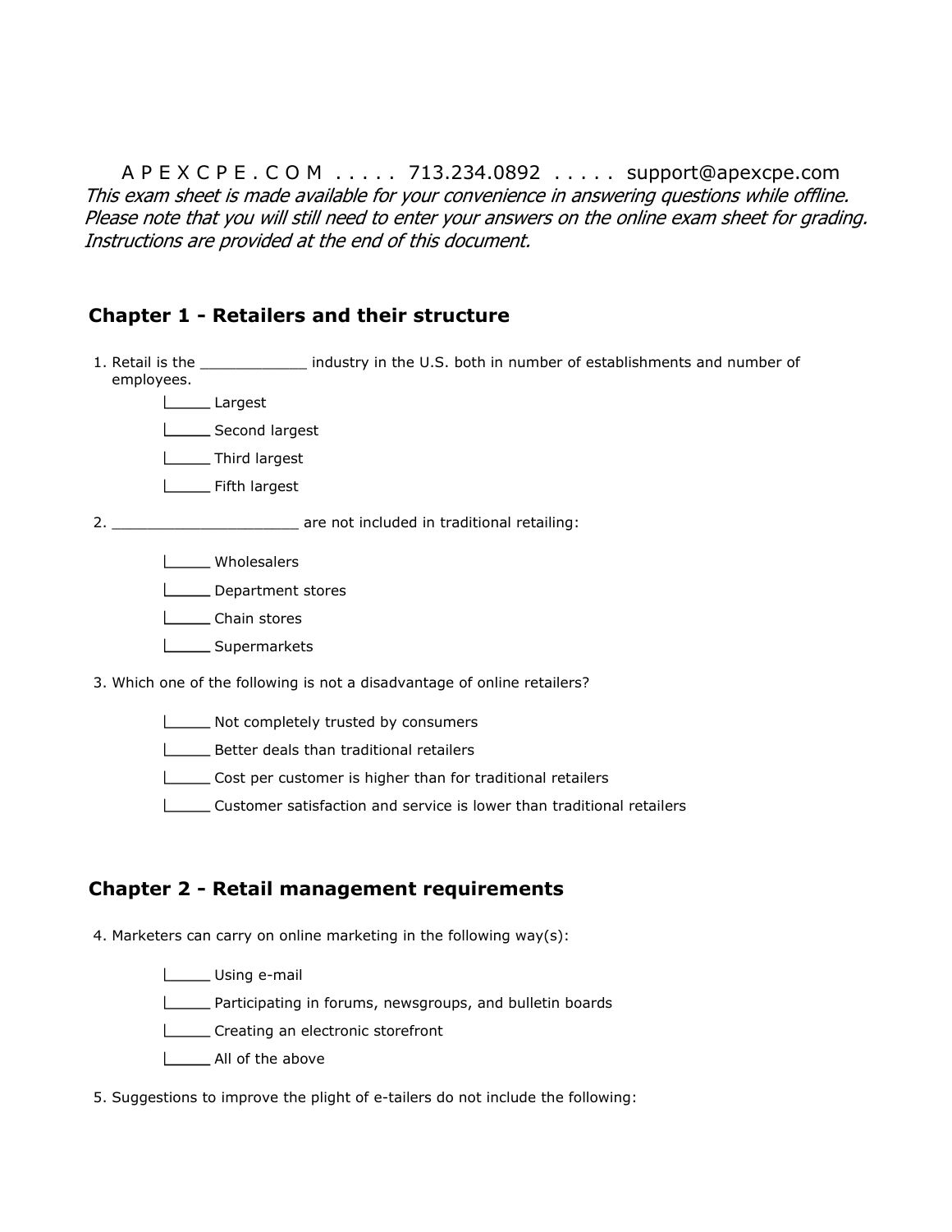A P E X C P E . C O M . . . . . 713.234.0892 . . . . . support@apexcpe.com

*This exam sheet is made available for your convenience in answering questions while offline. Please note that you will still need to enter your answers on the online exam sheet for grading. Instructions are provided at the end of this document.*

## Chapter 1 - Retailers and their structure

1. Retail is the ____________ industry in the U.S. both in number of establishments and number of employees.
   - _____ Largest
   - _____ Second largest
   - _____ Third largest
   - _____ Fifth largest

2. _____________________ are not included in traditional retailing:
   - _____ Wholesalers
   - _____ Department stores
   - _____ Chain stores
   - _____ Supermarkets

3. Which one of the following is not a disadvantage of online retailers?
   - _____ Not completely trusted by consumers
   - _____ Better deals than traditional retailers
   - _____ Cost per customer is higher than for traditional retailers
   - _____ Customer satisfaction and service is lower than traditional retailers

## Chapter 2 - Retail management requirements

4. Marketers can carry on online marketing in the following way(s):
   - _____ Using e-mail
   - _____ Participating in forums, newsgroups, and bulletin boards
   - _____ Creating an electronic storefront
   - _____ All of the above

5. Suggestions to improve the plight of e-tailers do not include the following: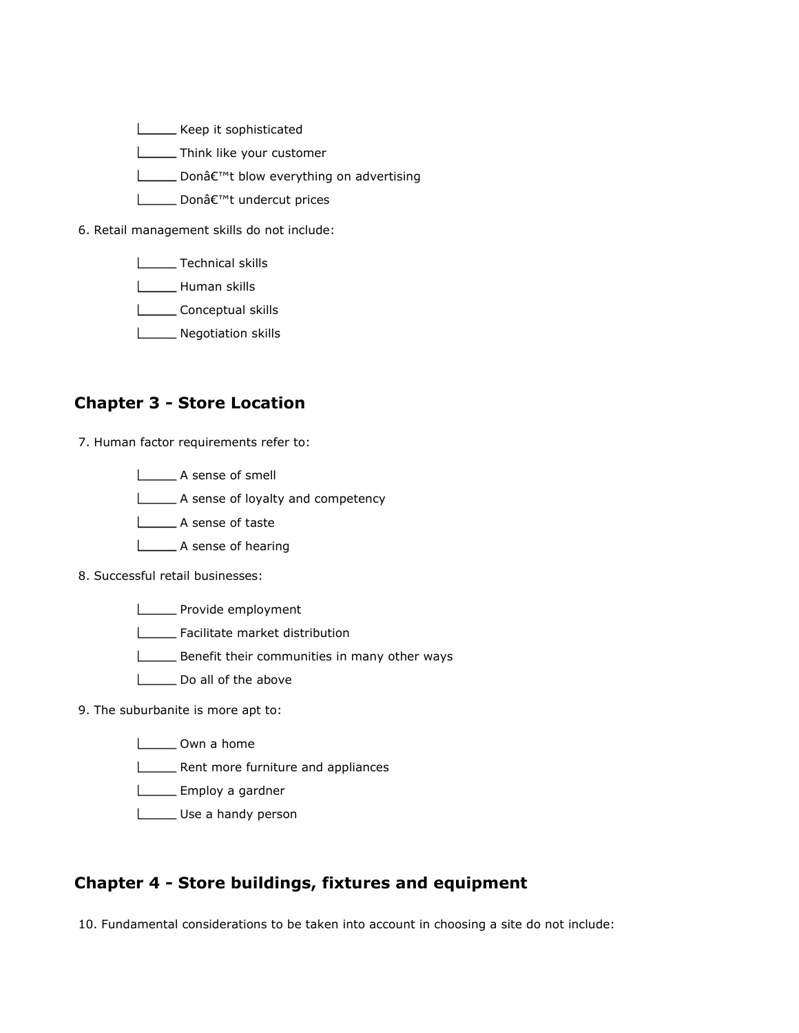- [ ] Keep it sophisticated
- [ ] Think like your customer
- [ ] Donâ€™t blow everything on advertising
- [ ] Donâ€™t undercut prices

6. Retail management skills do not include:

- [ ] Technical skills
- [ ] Human skills
- [ ] Conceptual skills
- [ ] Negotiation skills

## Chapter 3 - Store Location

7. Human factor requirements refer to:

- [ ] A sense of smell
- [ ] A sense of loyalty and competency
- [ ] A sense of taste
- [ ] A sense of hearing

8. Successful retail businesses:

- [ ] Provide employment
- [ ] Facilitate market distribution
- [ ] Benefit their communities in many other ways
- [ ] Do all of the above

9. The suburbanite is more apt to:

- [ ] Own a home
- [ ] Rent more furniture and appliances
- [ ] Employ a gardner
- [ ] Use a handy person

## Chapter 4 - Store buildings, fixtures and equipment

10. Fundamental considerations to be taken into account in choosing a site do not include: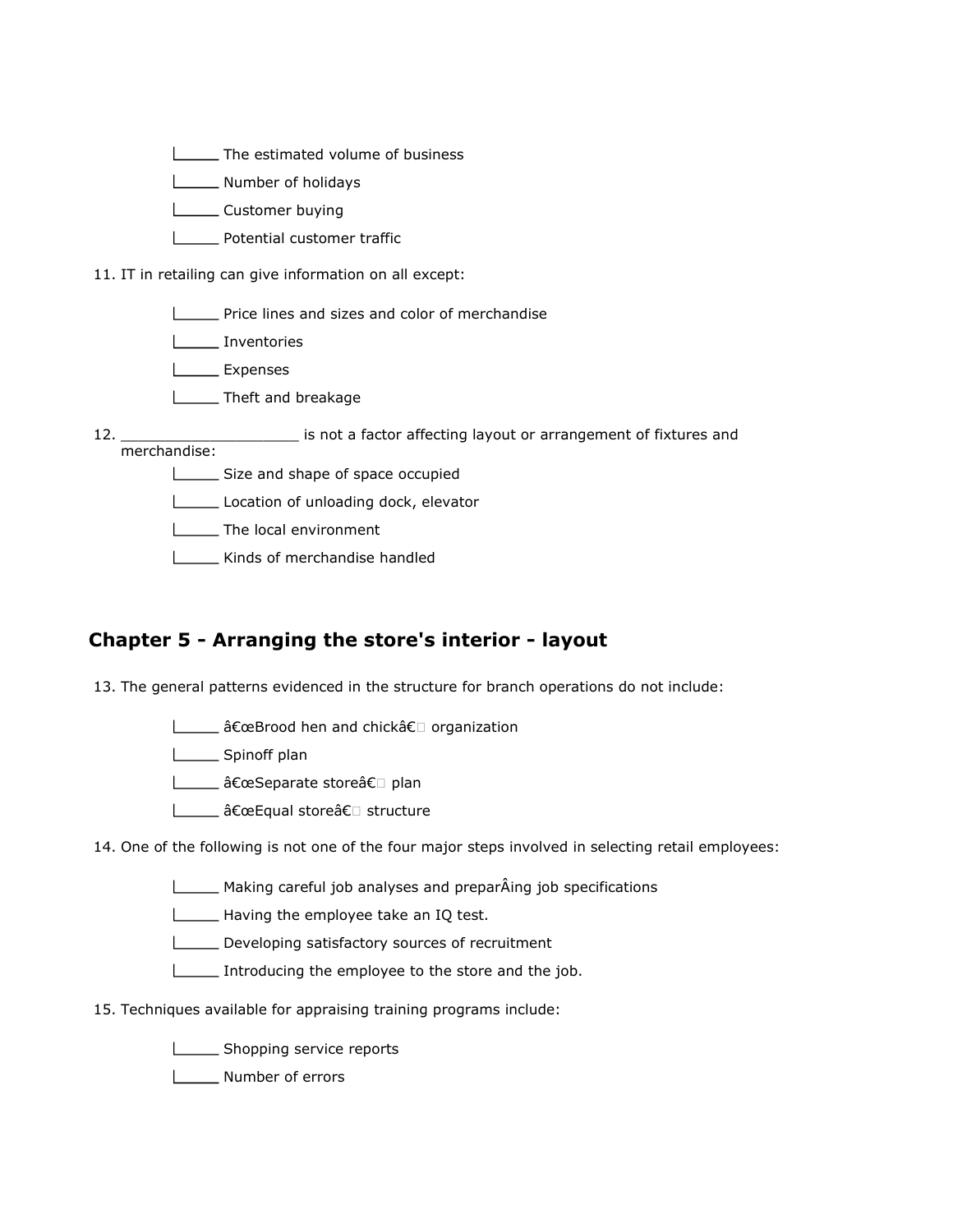- _____ The estimated volume of business
- _____ Number of holidays
- _____ Customer buying
- _____ Potential customer traffic

11. IT in retailing can give information on all except:

- _____ Price lines and sizes and color of merchandise
- _____ Inventories
- _____ Expenses
- _____ Theft and breakage

12. ____________________ is not a factor affecting layout or arrangement of fixtures and merchandise:

- _____ Size and shape of space occupied
- _____ Location of unloading dock, elevator
- _____ The local environment
- _____ Kinds of merchandise handled

## Chapter 5 - Arranging the store's interior - layout

13. The general patterns evidenced in the structure for branch operations do not include:

- _____ â€œBrood hen and chickâ€ organization
- _____ Spinoff plan
- _____ â€œSeparate storeâ€ plan
- _____ â€œEqual storeâ€ structure

14. One of the following is not one of the four major steps involved in selecting retail employees:

- _____ Making careful job analyses and preparÂing job specifications
- _____ Having the employee take an IQ test.
- _____ Developing satisfactory sources of recruitment
- _____ Introducing the employee to the store and the job.

15. Techniques available for appraising training programs include:

- _____ Shopping service reports
- _____ Number of errors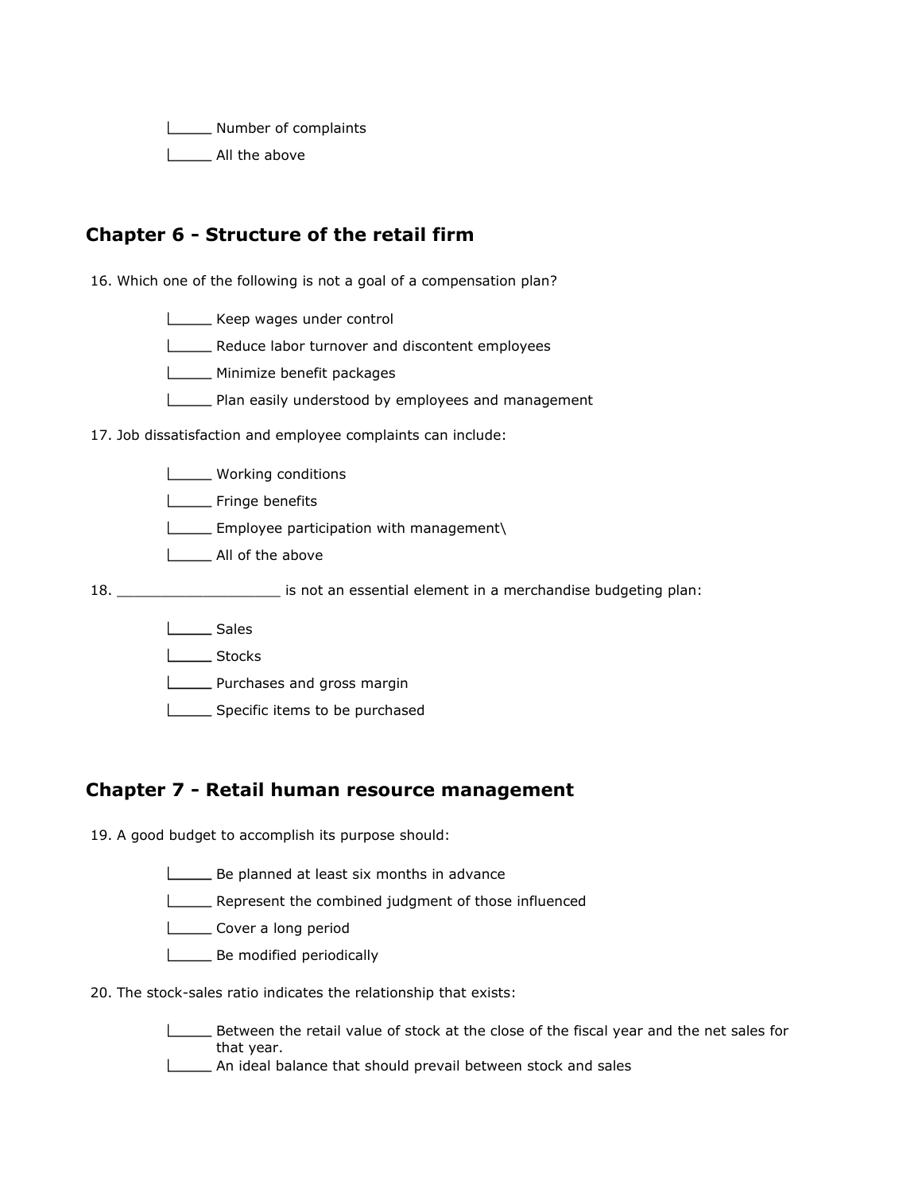- [ ] Number of complaints
- [ ] All the above

## Chapter 6 - Structure of the retail firm

16. Which one of the following is not a goal of a compensation plan?

- [ ] Keep wages under control
- [ ] Reduce labor turnover and discontent employees
- [ ] Minimize benefit packages
- [ ] Plan easily understood by employees and management

17. Job dissatisfaction and employee complaints can include:

- [ ] Working conditions
- [ ] Fringe benefits
- [ ] Employee participation with management\
- [ ] All of the above

18. ___________________ is not an essential element in a merchandise budgeting plan:

- [ ] Sales
- [ ] Stocks
- [ ] Purchases and gross margin
- [ ] Specific items to be purchased

## Chapter 7 - Retail human resource management

19. A good budget to accomplish its purpose should:

- [ ] Be planned at least six months in advance
- [ ] Represent the combined judgment of those influenced
- [ ] Cover a long period
- [ ] Be modified periodically

20. The stock-sales ratio indicates the relationship that exists:

- [ ] Between the retail value of stock at the close of the fiscal year and the net sales for that year.
- [ ] An ideal balance that should prevail between stock and sales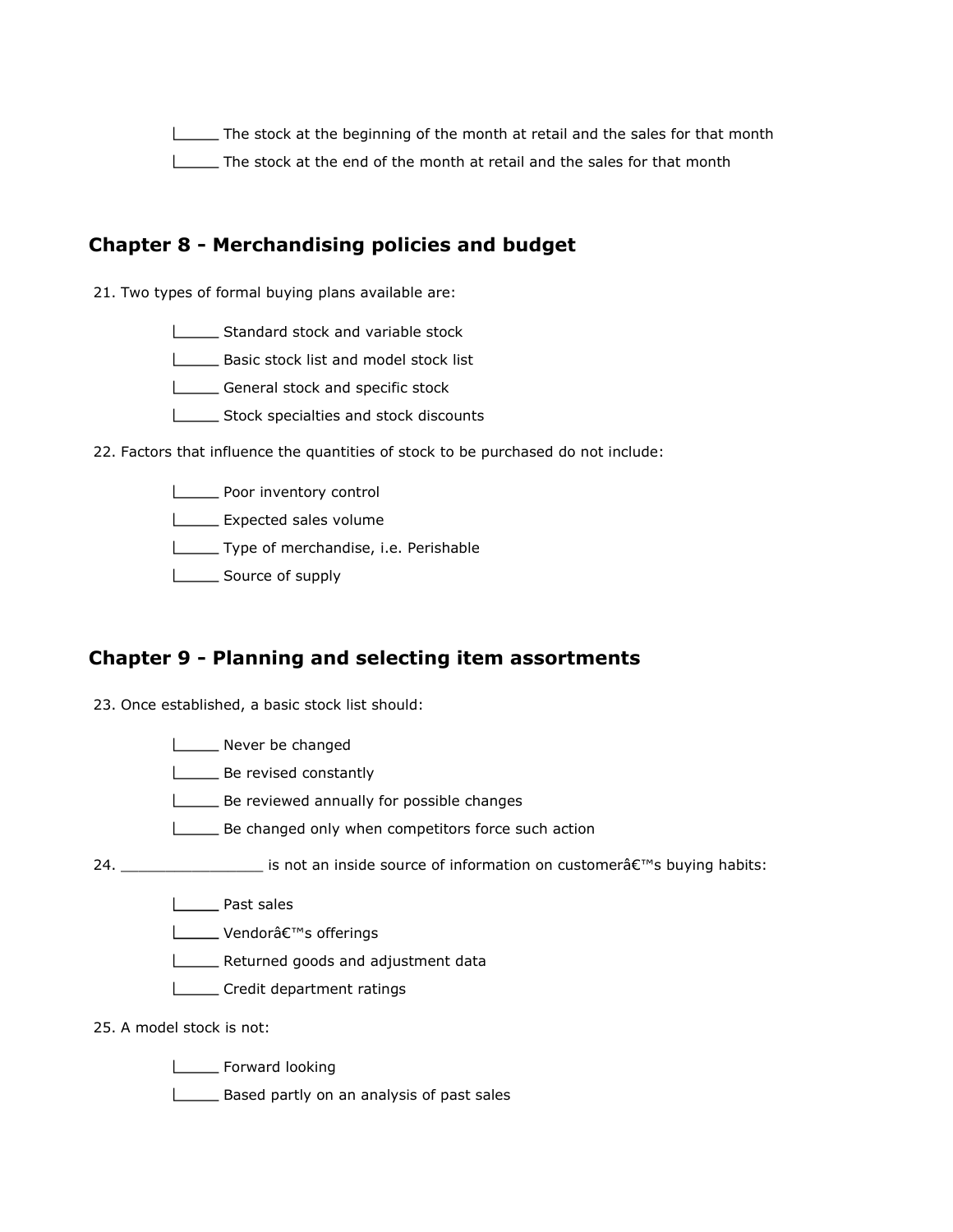\_\_\_\_\_ The stock at the beginning of the month at retail and the sales for that month

\_\_\_\_\_ The stock at the end of the month at retail and the sales for that month

## Chapter 8 - Merchandising policies and budget

21. Two types of formal buying plans available are:

\_\_\_\_\_ Standard stock and variable stock

\_\_\_\_\_ Basic stock list and model stock list

\_\_\_\_\_ General stock and specific stock

\_\_\_\_\_ Stock specialties and stock discounts

22. Factors that influence the quantities of stock to be purchased do not include:

\_\_\_\_\_ Poor inventory control

\_\_\_\_\_ Expected sales volume

\_\_\_\_\_ Type of merchandise, i.e. Perishable

\_\_\_\_\_ Source of supply

## Chapter 9 - Planning and selecting item assortments

23. Once established, a basic stock list should:

\_\_\_\_\_ Never be changed

\_\_\_\_\_ Be revised constantly

\_\_\_\_\_ Be reviewed annually for possible changes

\_\_\_\_\_ Be changed only when competitors force such action

24. \_\_\_\_\_\_\_\_\_\_\_\_\_\_\_\_ is not an inside source of information on customerâ€™s buying habits:

\_\_\_\_\_ Past sales

\_\_\_\_\_ Vendorâ€™s offerings

\_\_\_\_\_ Returned goods and adjustment data

\_\_\_\_\_ Credit department ratings

25. A model stock is not:

\_\_\_\_\_ Forward looking

\_\_\_\_\_ Based partly on an analysis of past sales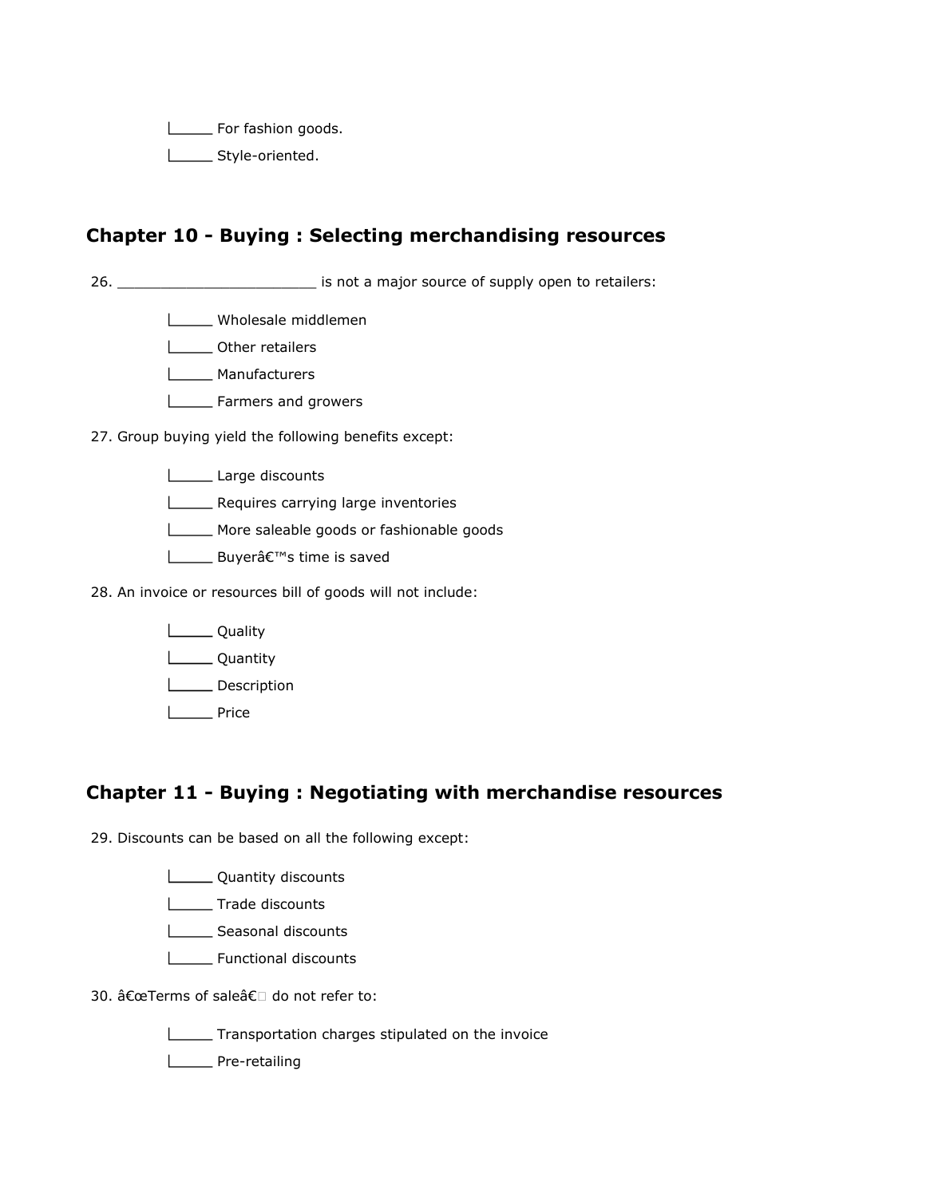|_____ For fashion goods.

|_____ Style-oriented.

## Chapter 10 - Buying : Selecting merchandising resources

26. ______________________ is not a major source of supply open to retailers:

|_____ Wholesale middlemen

|_____ Other retailers

|_____ Manufacturers

|_____ Farmers and growers

27. Group buying yield the following benefits except:

|_____ Large discounts

|_____ Requires carrying large inventories

|_____ More saleable goods or fashionable goods

|_____ Buyerâ€™s time is saved

28. An invoice or resources bill of goods will not include:

|_____ Quality

|_____ Quantity

|_____ Description

|_____ Price

## Chapter 11 - Buying : Negotiating with merchandise resources

29. Discounts can be based on all the following except:

|_____ Quantity discounts

|_____ Trade discounts

|_____ Seasonal discounts

|_____ Functional discounts

30. â€œTerms of saleâ€ do not refer to:

|_____ Transportation charges stipulated on the invoice

|_____ Pre-retailing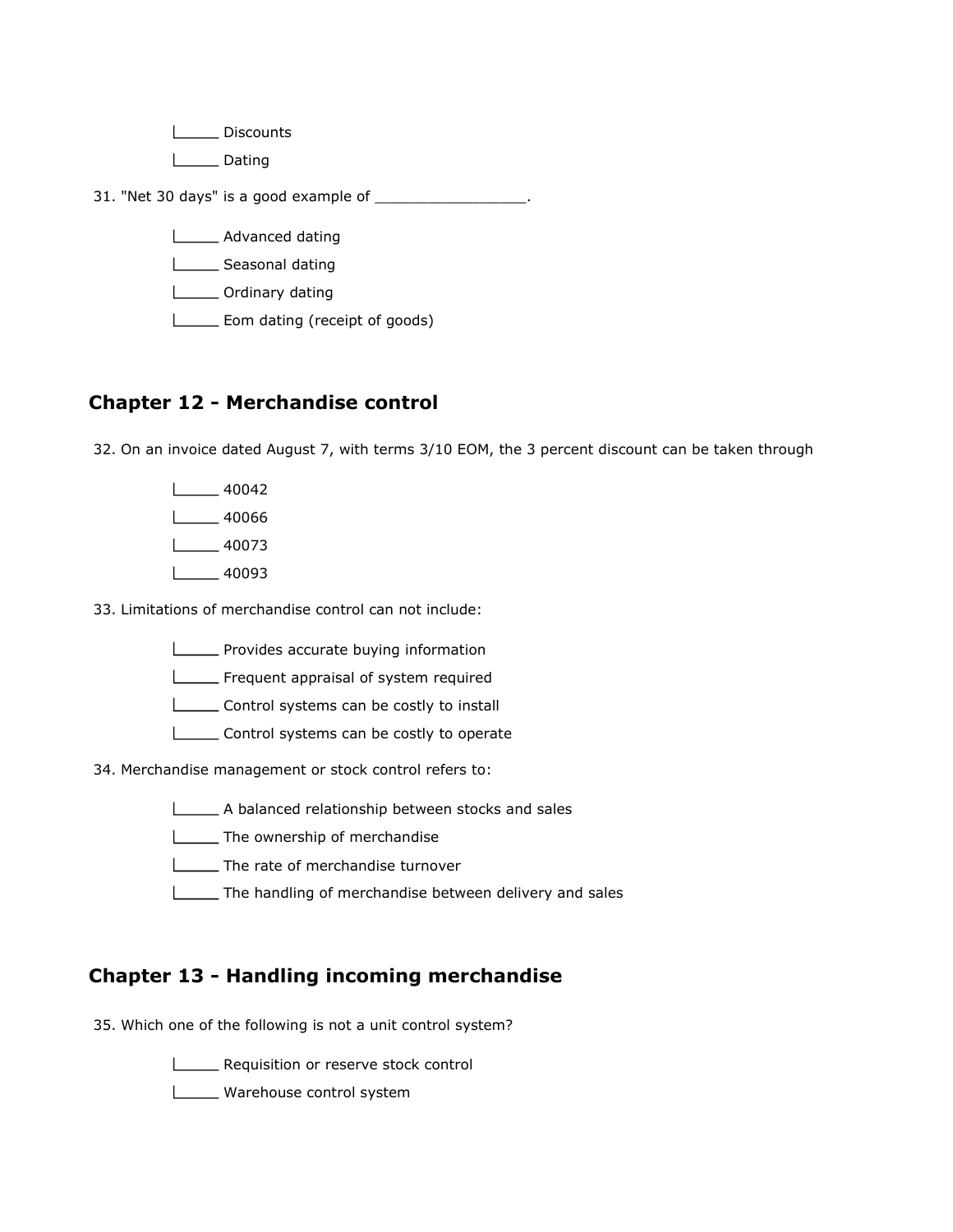- |_____ Discounts
- |_____ Dating

31. "Net 30 days" is a good example of _________________.

- |_____ Advanced dating
- |_____ Seasonal dating
- |_____ Ordinary dating
- |_____ Eom dating (receipt of goods)

## Chapter 12 - Merchandise control

32. On an invoice dated August 7, with terms 3/10 EOM, the 3 percent discount can be taken through

- |_____ 40042
- |_____ 40066
- |_____ 40073
- |_____ 40093

33. Limitations of merchandise control can not include:

- |_____ Provides accurate buying information
- |_____ Frequent appraisal of system required
- |_____ Control systems can be costly to install
- |_____ Control systems can be costly to operate

34. Merchandise management or stock control refers to:

- |_____ A balanced relationship between stocks and sales
- |_____ The ownership of merchandise
- |_____ The rate of merchandise turnover
- |_____ The handling of merchandise between delivery and sales

## Chapter 13 - Handling incoming merchandise

35. Which one of the following is not a unit control system?

- |_____ Requisition or reserve stock control
- |_____ Warehouse control system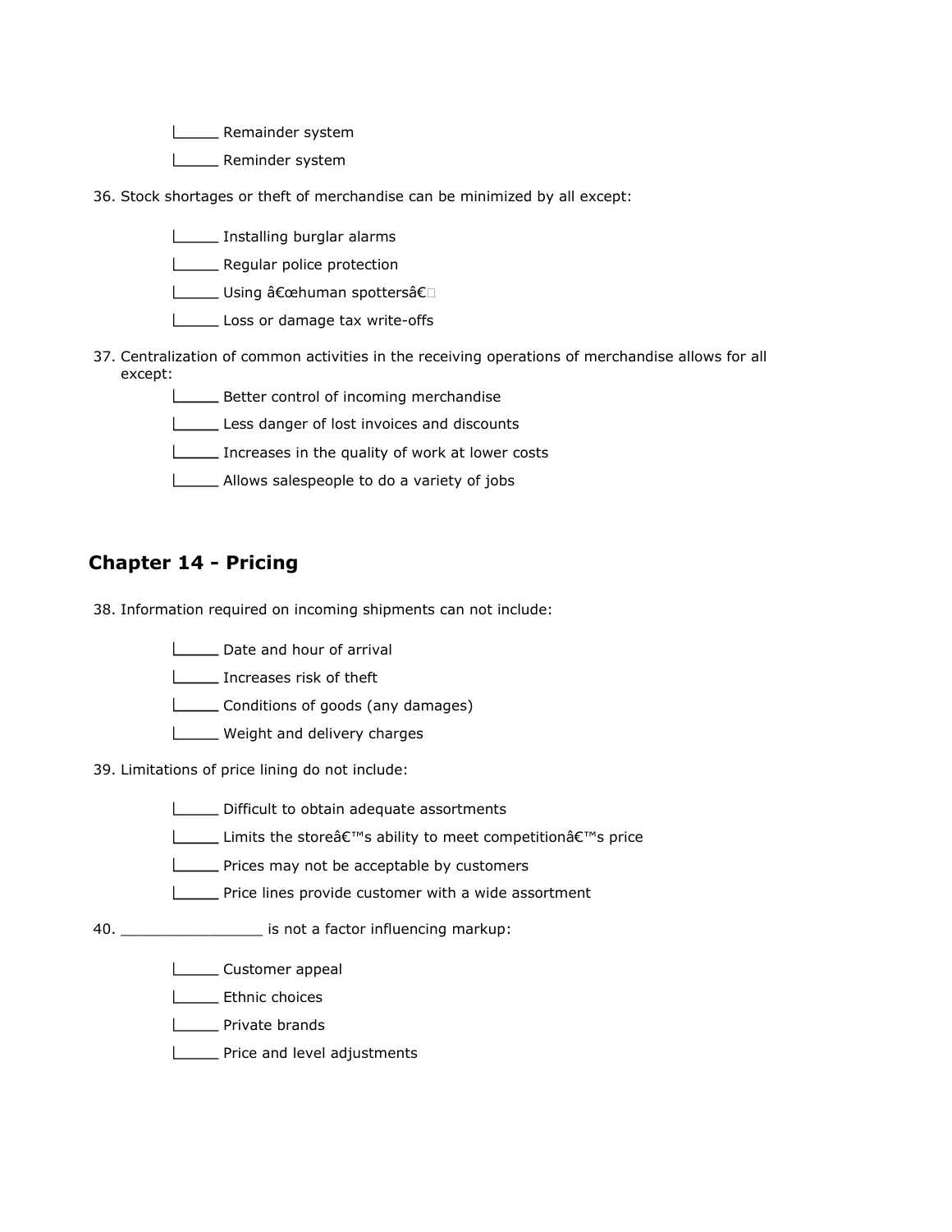_____ Remainder system

_____ Reminder system

36. Stock shortages or theft of merchandise can be minimized by all except:

_____ Installing burglar alarms

_____ Regular police protection

_____ Using â€œhuman spottersâ€

_____ Loss or damage tax write-offs

37. Centralization of common activities in the receiving operations of merchandise allows for all except:

_____ Better control of incoming merchandise

_____ Less danger of lost invoices and discounts

_____ Increases in the quality of work at lower costs

_____ Allows salespeople to do a variety of jobs

## Chapter 14 - Pricing

38. Information required on incoming shipments can not include:

_____ Date and hour of arrival

_____ Increases risk of theft

_____ Conditions of goods (any damages)

_____ Weight and delivery charges

39. Limitations of price lining do not include:

_____ Difficult to obtain adequate assortments

_____ Limits the storeâ€™s ability to meet competitionâ€™s price

_____ Prices may not be acceptable by customers

_____ Price lines provide customer with a wide assortment

40. ________________ is not a factor influencing markup:

_____ Customer appeal

_____ Ethnic choices

_____ Private brands

_____ Price and level adjustments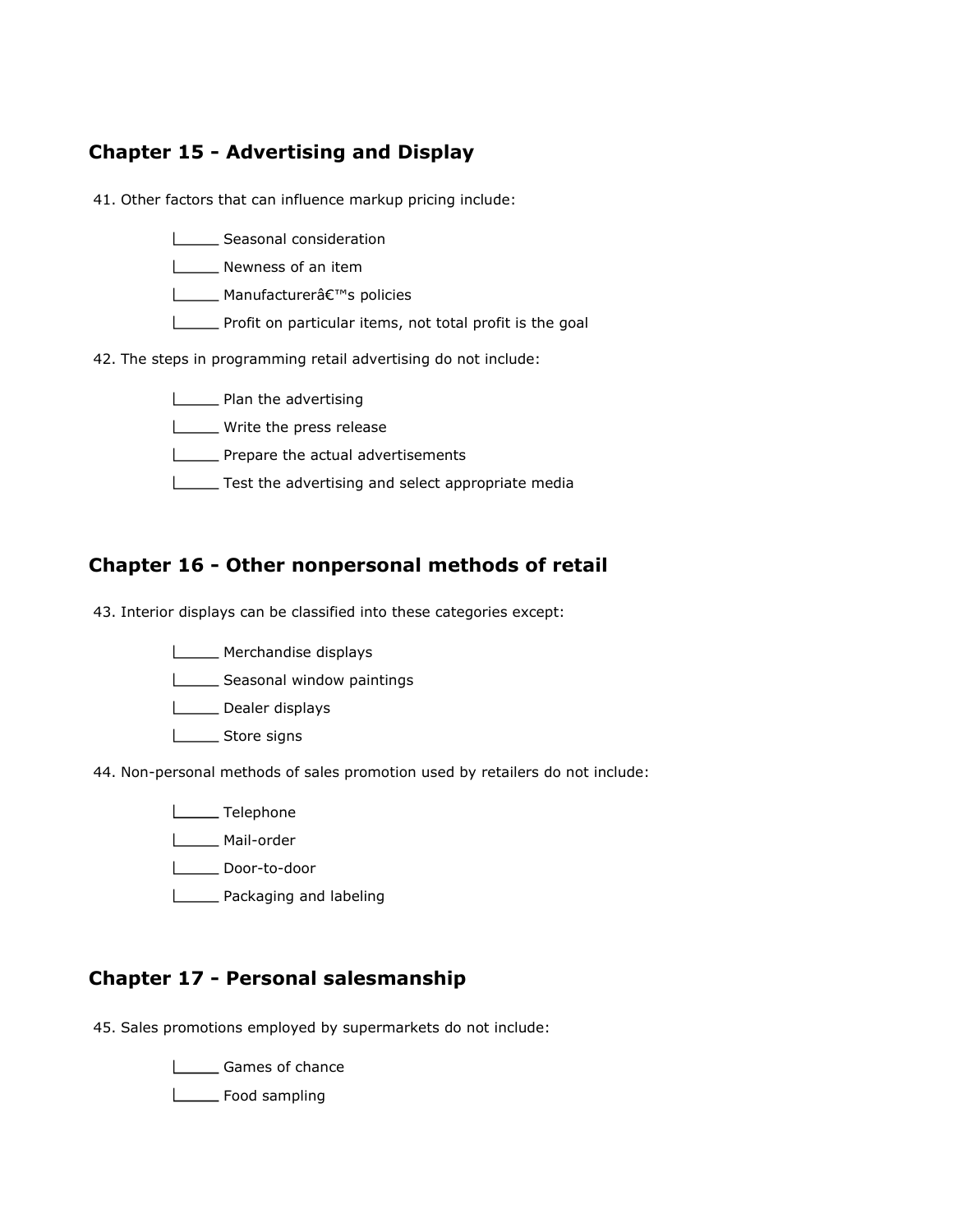## Chapter 15 - Advertising and Display

41. Other factors that can influence markup pricing include:

- _____ Seasonal consideration
- _____ Newness of an item
- _____ Manufacturerâ€™s policies
- _____ Profit on particular items, not total profit is the goal

42. The steps in programming retail advertising do not include:

- _____ Plan the advertising
- _____ Write the press release
- _____ Prepare the actual advertisements
- _____ Test the advertising and select appropriate media

## Chapter 16 - Other nonpersonal methods of retail

43. Interior displays can be classified into these categories except:

- _____ Merchandise displays
- _____ Seasonal window paintings
- _____ Dealer displays
- _____ Store signs

44. Non-personal methods of sales promotion used by retailers do not include:

- _____ Telephone
- _____ Mail-order
- _____ Door-to-door
- _____ Packaging and labeling

## Chapter 17 - Personal salesmanship

45. Sales promotions employed by supermarkets do not include:

- _____ Games of chance
- _____ Food sampling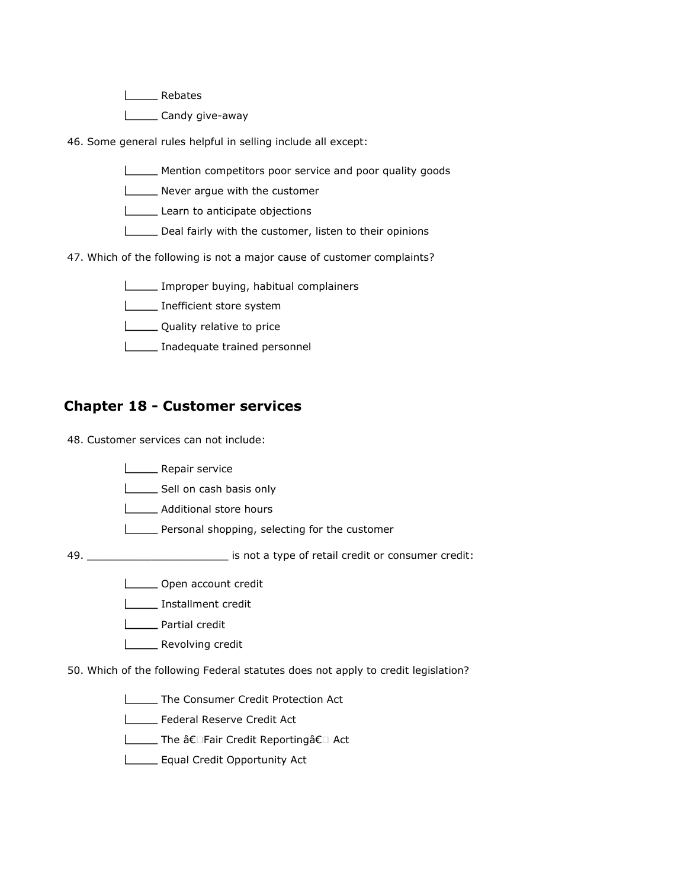_____ Rebates

_____ Candy give-away

46. Some general rules helpful in selling include all except:

_____ Mention competitors poor service and poor quality goods

_____ Never argue with the customer

_____ Learn to anticipate objections

_____ Deal fairly with the customer, listen to their opinions

47. Which of the following is not a major cause of customer complaints?

_____ Improper buying, habitual complainers

_____ Inefficient store system

_____ Quality relative to price

_____ Inadequate trained personnel

## Chapter 18 - Customer services

48. Customer services can not include:

_____ Repair service

_____ Sell on cash basis only

_____ Additional store hours

_____ Personal shopping, selecting for the customer

49. _____________________ is not a type of retail credit or consumer credit:

_____ Open account credit

_____ Installment credit

_____ Partial credit

_____ Revolving credit

50. Which of the following Federal statutes does not apply to credit legislation?

_____ The Consumer Credit Protection Act

_____ Federal Reserve Credit Act

_____ The â€Fair Credit Reportingâ€ Act

_____ Equal Credit Opportunity Act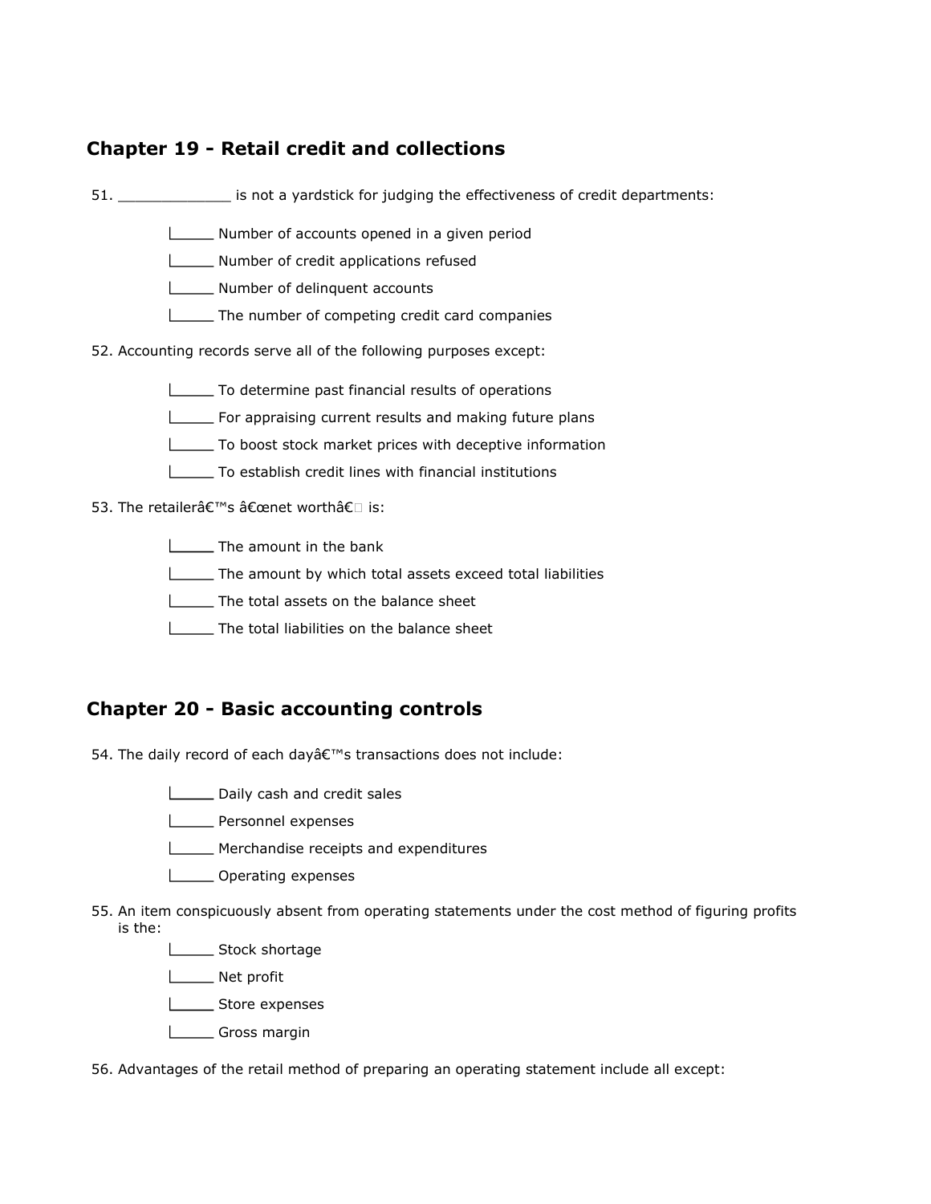## Chapter 19 - Retail credit and collections

51. _____________ is not a yardstick for judging the effectiveness of credit departments:

- _____ Number of accounts opened in a given period
- _____ Number of credit applications refused
- _____ Number of delinquent accounts
- _____ The number of competing credit card companies

52. Accounting records serve all of the following purposes except:

- _____ To determine past financial results of operations
- _____ For appraising current results and making future plans
- _____ To boost stock market prices with deceptive information
- _____ To establish credit lines with financial institutions

53. The retailerâ€™s â€œnet worthâ€ is:

- _____ The amount in the bank
- _____ The amount by which total assets exceed total liabilities
- _____ The total assets on the balance sheet
- _____ The total liabilities on the balance sheet

## Chapter 20 - Basic accounting controls

54. The daily record of each dayâ€™s transactions does not include:

- _____ Daily cash and credit sales
- _____ Personnel expenses
- _____ Merchandise receipts and expenditures
- _____ Operating expenses

55. An item conspicuously absent from operating statements under the cost method of figuring profits is the:

- _____ Stock shortage
- _____ Net profit
- _____ Store expenses
- _____ Gross margin

56. Advantages of the retail method of preparing an operating statement include all except: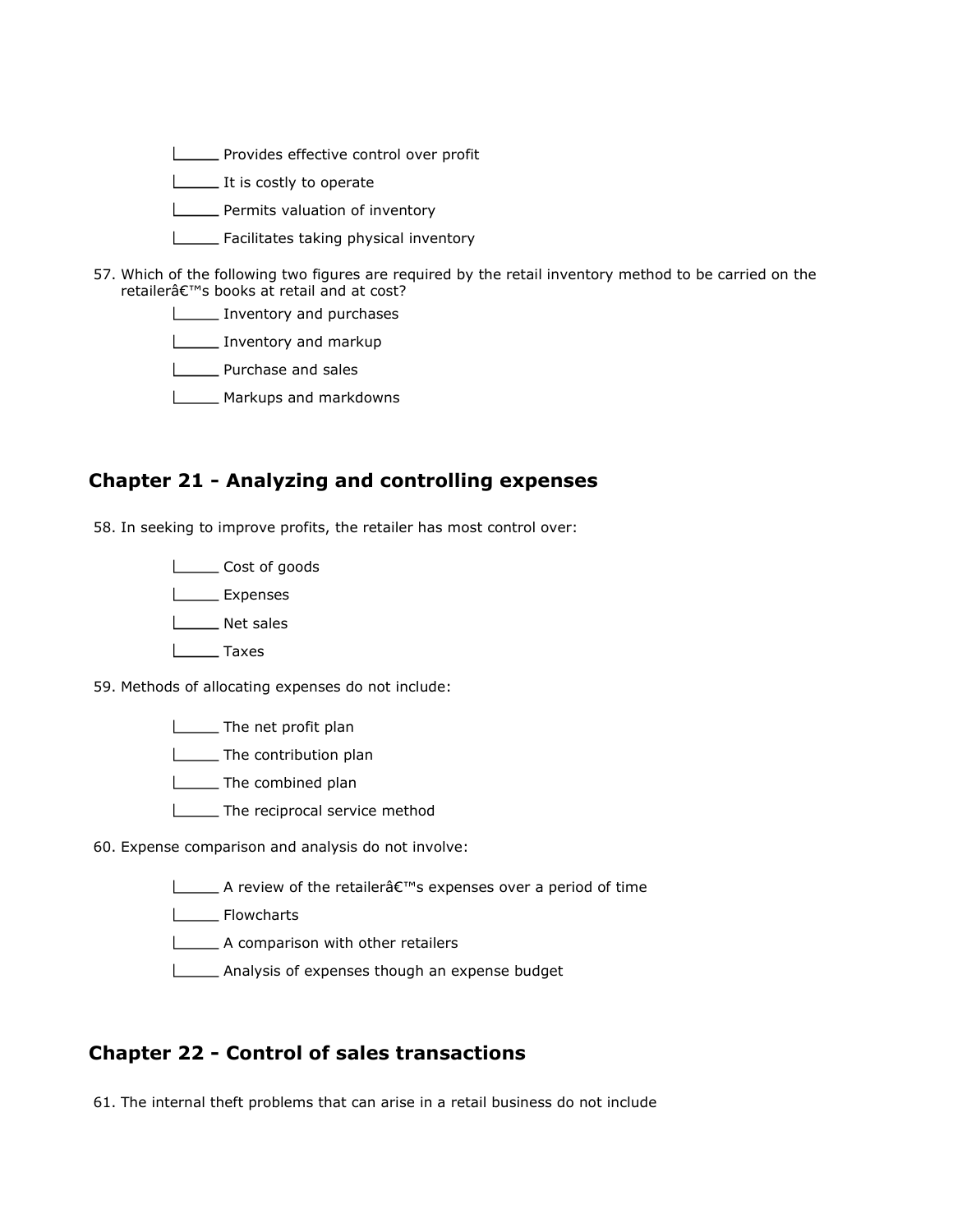- [ ] Provides effective control over profit
- [ ] It is costly to operate
- [ ] Permits valuation of inventory
- [ ] Facilitates taking physical inventory

57. Which of the following two figures are required by the retail inventory method to be carried on the retailerâ€™s books at retail and at cost?
    - [ ] Inventory and purchases
    - [ ] Inventory and markup
    - [ ] Purchase and sales
    - [ ] Markups and markdowns

## Chapter 21 - Analyzing and controlling expenses

58. In seeking to improve profits, the retailer has most control over:
    - [ ] Cost of goods
    - [ ] Expenses
    - [ ] Net sales
    - [ ] Taxes

59. Methods of allocating expenses do not include:
    - [ ] The net profit plan
    - [ ] The contribution plan
    - [ ] The combined plan
    - [ ] The reciprocal service method

60. Expense comparison and analysis do not involve:
    - [ ] A review of the retailerâ€™s expenses over a period of time
    - [ ] Flowcharts
    - [ ] A comparison with other retailers
    - [ ] Analysis of expenses though an expense budget

## Chapter 22 - Control of sales transactions

61. The internal theft problems that can arise in a retail business do not include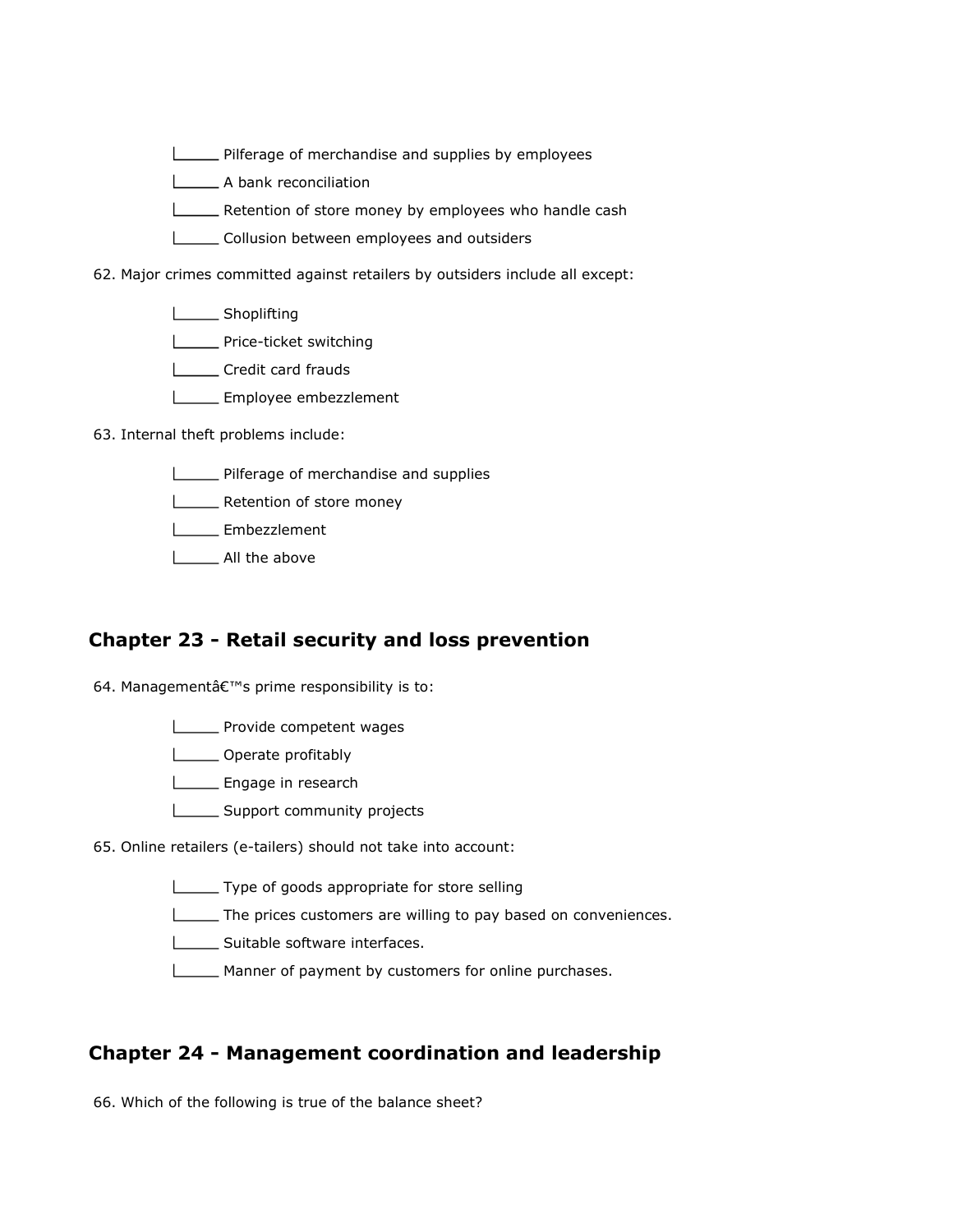- _____ Pilferage of merchandise and supplies by employees
- _____ A bank reconciliation
- _____ Retention of store money by employees who handle cash
- _____ Collusion between employees and outsiders

62. Major crimes committed against retailers by outsiders include all except:

- _____ Shoplifting
- _____ Price-ticket switching
- _____ Credit card frauds
- _____ Employee embezzlement

63. Internal theft problems include:

- _____ Pilferage of merchandise and supplies
- _____ Retention of store money
- _____ Embezzlement
- _____ All the above

## Chapter 23 - Retail security and loss prevention

64. Managementâ€™s prime responsibility is to:

- _____ Provide competent wages
- _____ Operate profitably
- _____ Engage in research
- _____ Support community projects

65. Online retailers (e-tailers) should not take into account:

- _____ Type of goods appropriate for store selling
- _____ The prices customers are willing to pay based on conveniences.
- _____ Suitable software interfaces.
- _____ Manner of payment by customers for online purchases.

## Chapter 24 - Management coordination and leadership

66. Which of the following is true of the balance sheet?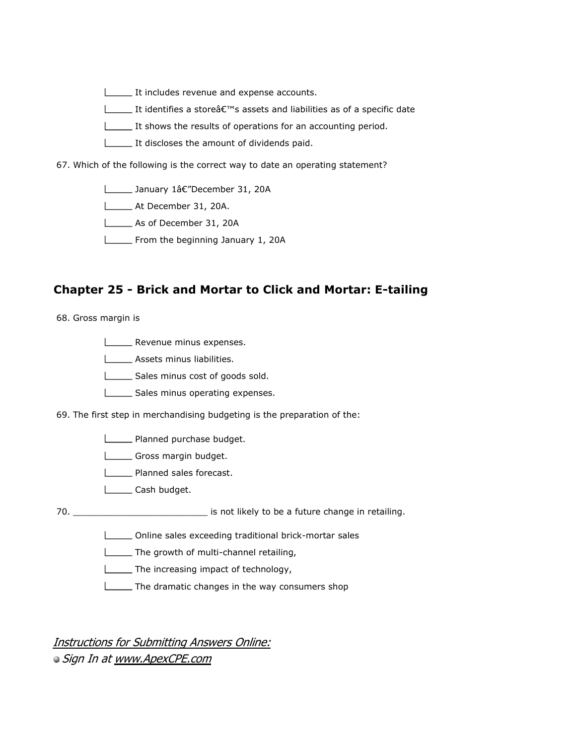- _____ It includes revenue and expense accounts.
- _____ It identifies a storeâ€™s assets and liabilities as of a specific date
- _____ It shows the results of operations for an accounting period.
- _____ It discloses the amount of dividends paid.

67. Which of the following is the correct way to date an operating statement?

- _____ January 1â€”December 31, 20A
- _____ At December 31, 20A.
- _____ As of December 31, 20A
- _____ From the beginning January 1, 20A

## Chapter 25 - Brick and Mortar to Click and Mortar: E-tailing

68. Gross margin is

- _____ Revenue minus expenses.
- _____ Assets minus liabilities.
- _____ Sales minus cost of goods sold.
- _____ Sales minus operating expenses.

69. The first step in merchandising budgeting is the preparation of the:

- _____ Planned purchase budget.
- _____ Gross margin budget.
- _____ Planned sales forecast.
- _____ Cash budget.

70. _________________________ is not likely to be a future change in retailing.

- _____ Online sales exceeding traditional brick-mortar sales
- _____ The growth of multi-channel retailing,
- _____ The increasing impact of technology,
- _____ The dramatic changes in the way consumers shop

*Instructions for Submitting Answers Online:*

- *Sign In at www.ApexCPE.com*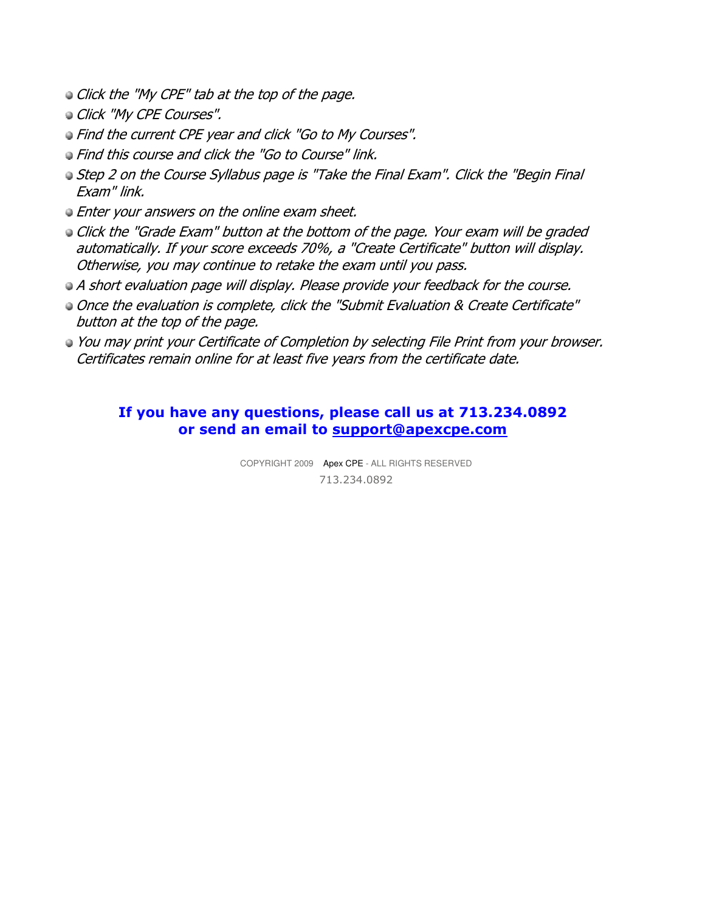- *Click the "My CPE" tab at the top of the page.*
- *Click "My CPE Courses".*
- *Find the current CPE year and click "Go to My Courses".*
- *Find this course and click the "Go to Course" link.*
- *Step 2 on the Course Syllabus page is "Take the Final Exam". Click the "Begin Final Exam" link.*
- *Enter your answers on the online exam sheet.*
- *Click the "Grade Exam" button at the bottom of the page. Your exam will be graded automatically. If your score exceeds 70%, a "Create Certificate" button will display. Otherwise, you may continue to retake the exam until you pass.*
- *A short evaluation page will display. Please provide your feedback for the course.*
- *Once the evaluation is complete, click the "Submit Evaluation & Create Certificate" button at the top of the page.*
- *You may print your Certificate of Completion by selecting File Print from your browser. Certificates remain online for at least five years from the certificate date.*

**If you have any questions, please call us at 713.234.0892 or send an email to support@apexcpe.com**

COPYRIGHT 2009 Apex CPE - ALL RIGHTS RESERVED

713.234.0892